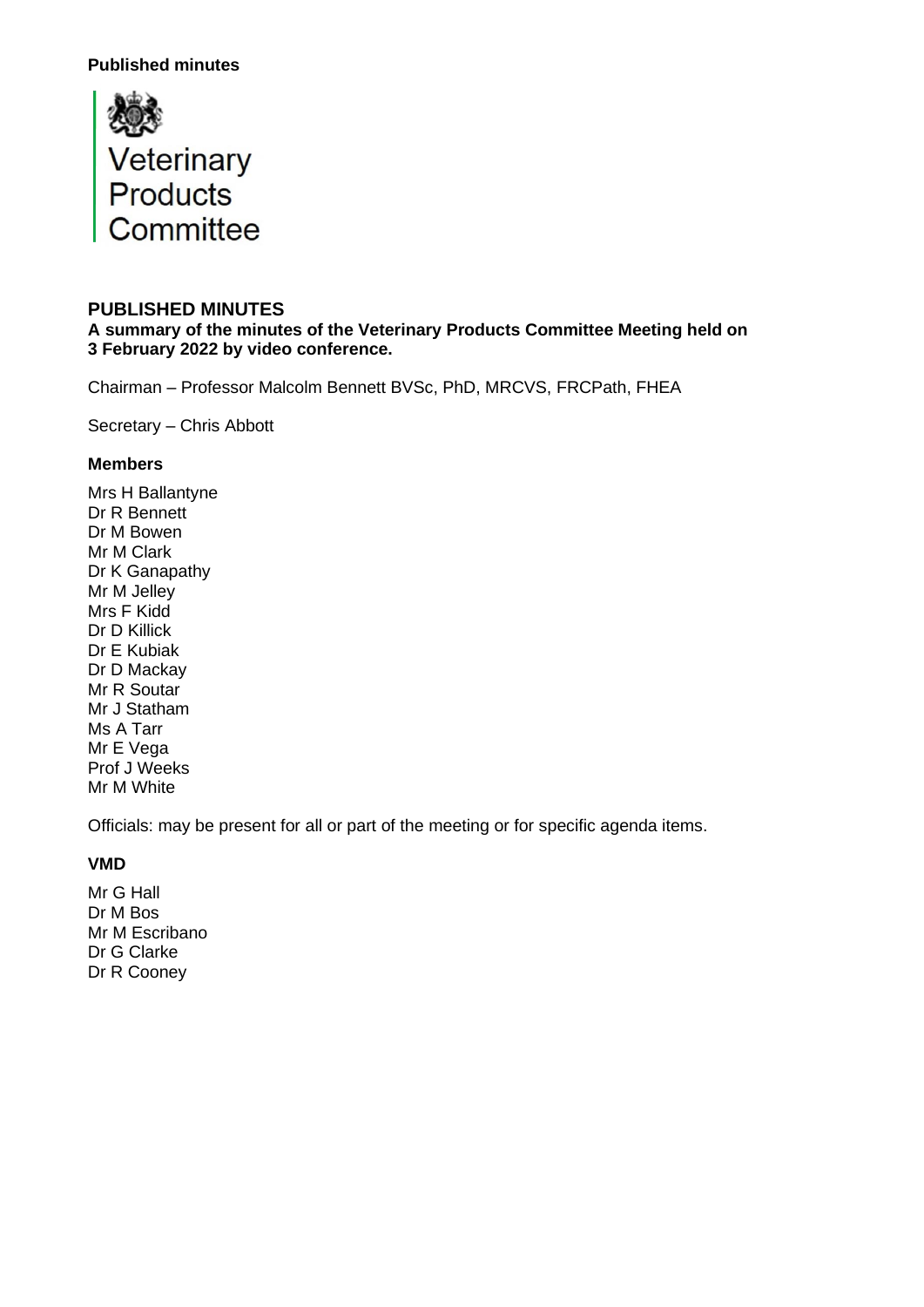**Published minutes**

Veterinary
Products
Committee

## PUBLISHED MINUTES

**A summary of the minutes of the Veterinary Products Committee Meeting held on 3 February 2022 by video conference.**

Chairman – Professor Malcolm Bennett BVSc, PhD, MRCVS, FRCPath, FHEA

Secretary – Chris Abbott

### Members

Mrs H Ballantyne
Dr R Bennett
Dr M Bowen
Mr M Clark
Dr K Ganapathy
Mr M Jelley
Mrs F Kidd
Dr D Killick
Dr E Kubiak
Dr D Mackay
Mr R Soutar
Mr J Statham
Ms A Tarr
Mr E Vega
Prof J Weeks
Mr M White

Officials: may be present for all or part of the meeting or for specific agenda items.

### VMD

Mr G Hall
Dr M Bos
Mr M Escribano
Dr G Clarke
Dr R Cooney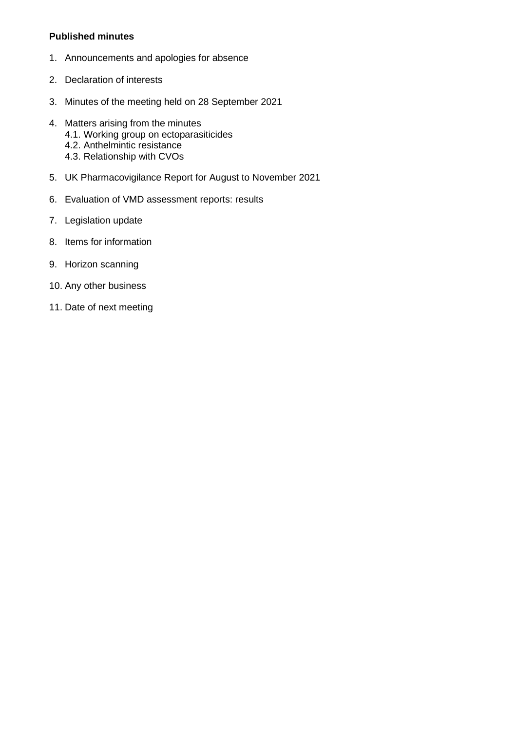**Published minutes**

1. Announcements and apologies for absence
2. Declaration of interests
3. Minutes of the meeting held on 28 September 2021
4. Matters arising from the minutes
   - 4.1. Working group on ectoparasiticides
   - 4.2. Anthelmintic resistance
   - 4.3. Relationship with CVOs
5. UK Pharmacovigilance Report for August to November 2021
6. Evaluation of VMD assessment reports: results
7. Legislation update
8. Items for information
9. Horizon scanning
10. Any other business
11. Date of next meeting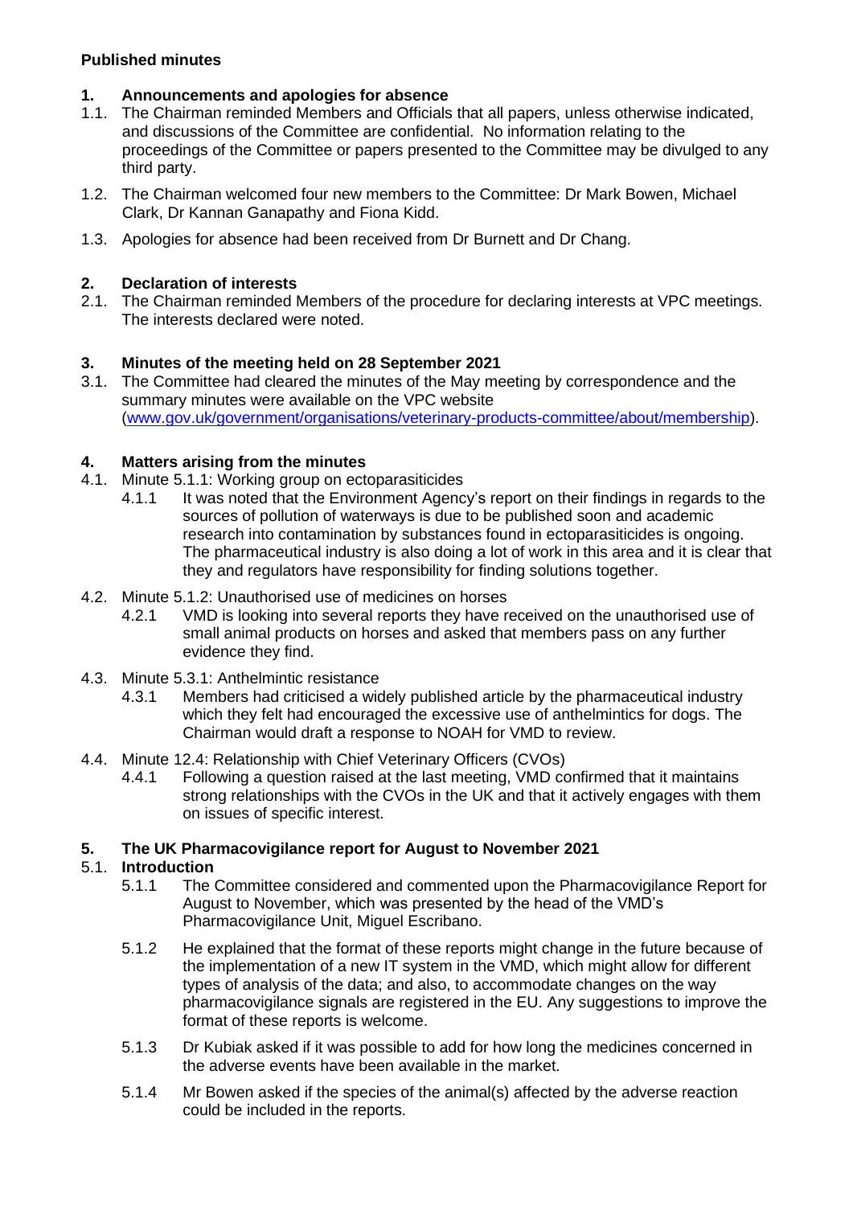**Published minutes**

## 1. Announcements and apologies for absence

1.1. The Chairman reminded Members and Officials that all papers, unless otherwise indicated, and discussions of the Committee are confidential. No information relating to the proceedings of the Committee or papers presented to the Committee may be divulged to any third party.

1.2. The Chairman welcomed four new members to the Committee: Dr Mark Bowen, Michael Clark, Dr Kannan Ganapathy and Fiona Kidd.

1.3. Apologies for absence had been received from Dr Burnett and Dr Chang.

## 2. Declaration of interests

2.1. The Chairman reminded Members of the procedure for declaring interests at VPC meetings. The interests declared were noted.

## 3. Minutes of the meeting held on 28 September 2021

3.1. The Committee had cleared the minutes of the May meeting by correspondence and the summary minutes were available on the VPC website (www.gov.uk/government/organisations/veterinary-products-committee/about/membership).

## 4. Matters arising from the minutes

4.1. Minute 5.1.1: Working group on ectoparasiticides

4.1.1 It was noted that the Environment Agency's report on their findings in regards to the sources of pollution of waterways is due to be published soon and academic research into contamination by substances found in ectoparasiticides is ongoing. The pharmaceutical industry is also doing a lot of work in this area and it is clear that they and regulators have responsibility for finding solutions together.

4.2. Minute 5.1.2: Unauthorised use of medicines on horses

4.2.1 VMD is looking into several reports they have received on the unauthorised use of small animal products on horses and asked that members pass on any further evidence they find.

4.3. Minute 5.3.1: Anthelmintic resistance

4.3.1 Members had criticised a widely published article by the pharmaceutical industry which they felt had encouraged the excessive use of anthelmintics for dogs. The Chairman would draft a response to NOAH for VMD to review.

4.4. Minute 12.4: Relationship with Chief Veterinary Officers (CVOs)

4.4.1 Following a question raised at the last meeting, VMD confirmed that it maintains strong relationships with the CVOs in the UK and that it actively engages with them on issues of specific interest.

## 5. The UK Pharmacovigilance report for August to November 2021

### 5.1. Introduction

5.1.1 The Committee considered and commented upon the Pharmacovigilance Report for August to November, which was presented by the head of the VMD's Pharmacovigilance Unit, Miguel Escribano.

5.1.2 He explained that the format of these reports might change in the future because of the implementation of a new IT system in the VMD, which might allow for different types of analysis of the data; and also, to accommodate changes on the way pharmacovigilance signals are registered in the EU. Any suggestions to improve the format of these reports is welcome.

5.1.3 Dr Kubiak asked if it was possible to add for how long the medicines concerned in the adverse events have been available in the market.

5.1.4 Mr Bowen asked if the species of the animal(s) affected by the adverse reaction could be included in the reports.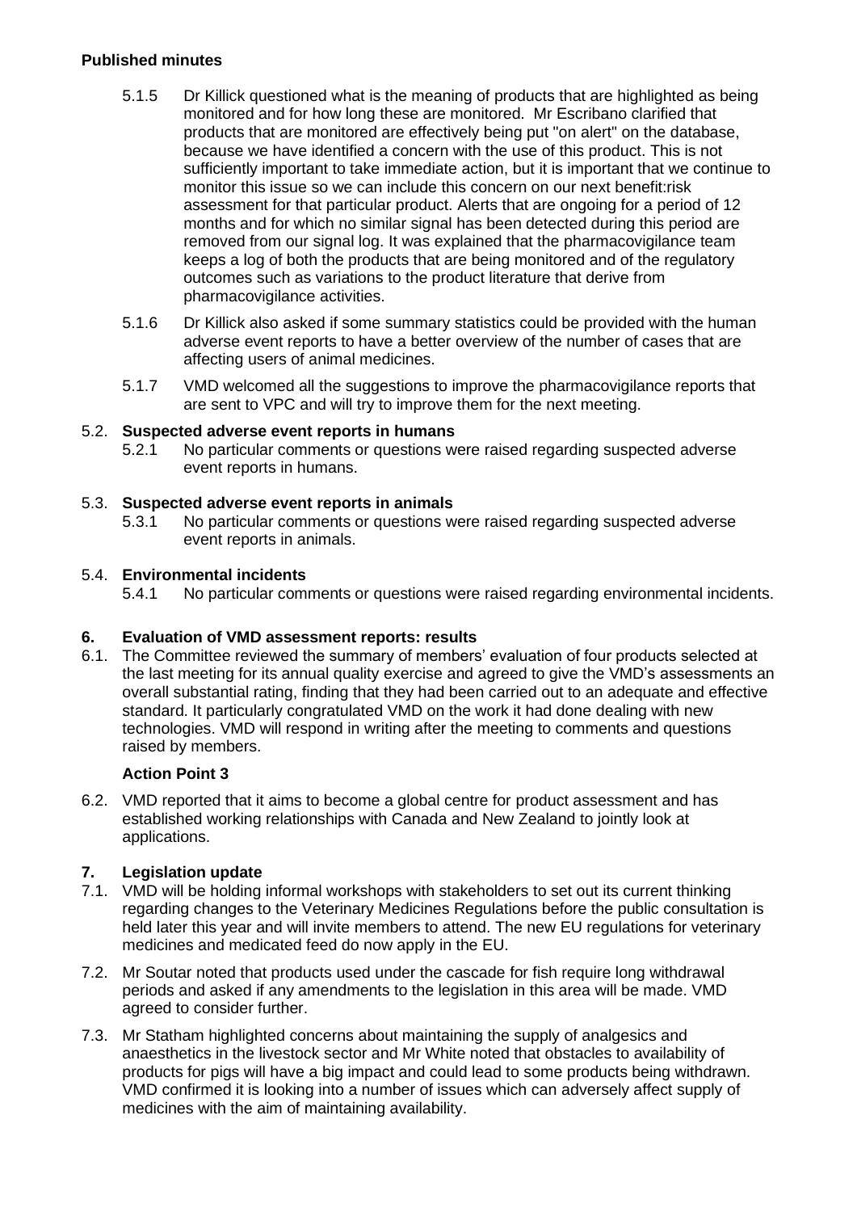**Published minutes**

5.1.5 Dr Killick questioned what is the meaning of products that are highlighted as being monitored and for how long these are monitored. Mr Escribano clarified that products that are monitored are effectively being put "on alert" on the database, because we have identified a concern with the use of this product. This is not sufficiently important to take immediate action, but it is important that we continue to monitor this issue so we can include this concern on our next benefit:risk assessment for that particular product. Alerts that are ongoing for a period of 12 months and for which no similar signal has been detected during this period are removed from our signal log. It was explained that the pharmacovigilance team keeps a log of both the products that are being monitored and of the regulatory outcomes such as variations to the product literature that derive from pharmacovigilance activities.

5.1.6 Dr Killick also asked if some summary statistics could be provided with the human adverse event reports to have a better overview of the number of cases that are affecting users of animal medicines.

5.1.7 VMD welcomed all the suggestions to improve the pharmacovigilance reports that are sent to VPC and will try to improve them for the next meeting.

5.2. **Suspected adverse event reports in humans**

5.2.1 No particular comments or questions were raised regarding suspected adverse event reports in humans.

5.3. **Suspected adverse event reports in animals**

5.3.1 No particular comments or questions were raised regarding suspected adverse event reports in animals.

5.4. **Environmental incidents**

5.4.1 No particular comments or questions were raised regarding environmental incidents.

## 6. Evaluation of VMD assessment reports: results

6.1. The Committee reviewed the summary of members' evaluation of four products selected at the last meeting for its annual quality exercise and agreed to give the VMD's assessments an overall substantial rating, finding that they had been carried out to an adequate and effective standard. It particularly congratulated VMD on the work it had done dealing with new technologies. VMD will respond in writing after the meeting to comments and questions raised by members.

**Action Point 3**

6.2. VMD reported that it aims to become a global centre for product assessment and has established working relationships with Canada and New Zealand to jointly look at applications.

## 7. Legislation update

7.1. VMD will be holding informal workshops with stakeholders to set out its current thinking regarding changes to the Veterinary Medicines Regulations before the public consultation is held later this year and will invite members to attend. The new EU regulations for veterinary medicines and medicated feed do now apply in the EU.

7.2. Mr Soutar noted that products used under the cascade for fish require long withdrawal periods and asked if any amendments to the legislation in this area will be made. VMD agreed to consider further.

7.3. Mr Statham highlighted concerns about maintaining the supply of analgesics and anaesthetics in the livestock sector and Mr White noted that obstacles to availability of products for pigs will have a big impact and could lead to some products being withdrawn. VMD confirmed it is looking into a number of issues which can adversely affect supply of medicines with the aim of maintaining availability.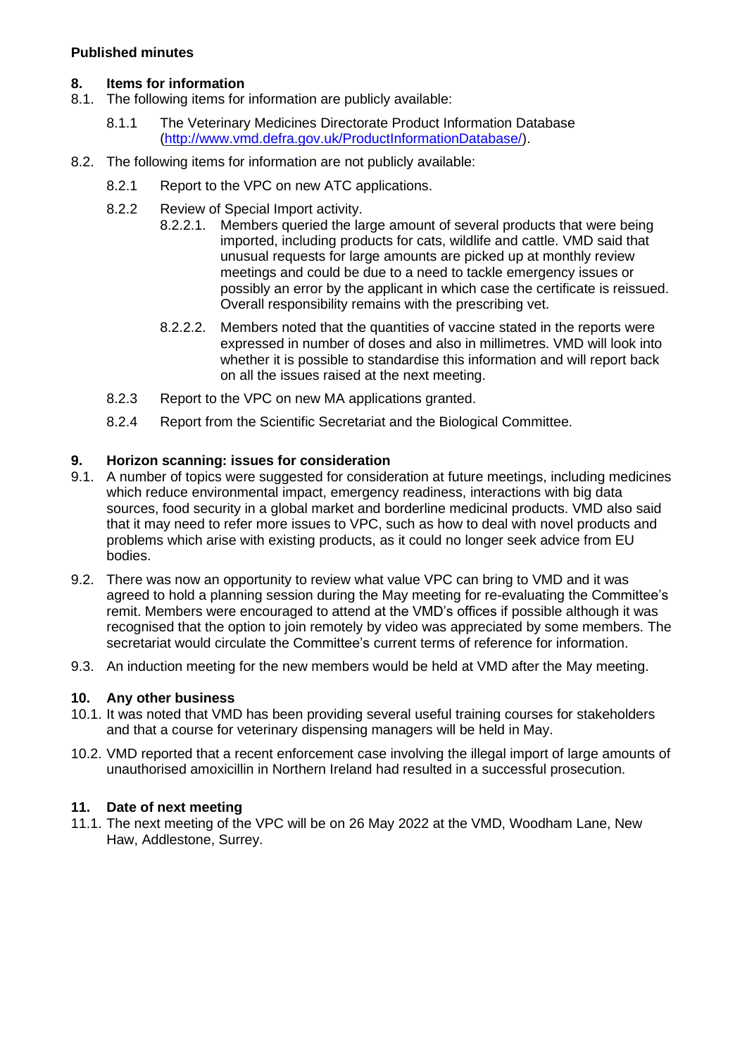**Published minutes**

## 8. Items for information

8.1. The following items for information are publicly available:

- 8.1.1 The Veterinary Medicines Directorate Product Information Database (http://www.vmd.defra.gov.uk/ProductInformationDatabase/).

8.2. The following items for information are not publicly available:

- 8.2.1 Report to the VPC on new ATC applications.
- 8.2.2 Review of Special Import activity.
  - 8.2.2.1. Members queried the large amount of several products that were being imported, including products for cats, wildlife and cattle. VMD said that unusual requests for large amounts are picked up at monthly review meetings and could be due to a need to tackle emergency issues or possibly an error by the applicant in which case the certificate is reissued. Overall responsibility remains with the prescribing vet.
  - 8.2.2.2. Members noted that the quantities of vaccine stated in the reports were expressed in number of doses and also in millimetres. VMD will look into whether it is possible to standardise this information and will report back on all the issues raised at the next meeting.
- 8.2.3 Report to the VPC on new MA applications granted.
- 8.2.4 Report from the Scientific Secretariat and the Biological Committee.

## 9. Horizon scanning: issues for consideration

9.1. A number of topics were suggested for consideration at future meetings, including medicines which reduce environmental impact, emergency readiness, interactions with big data sources, food security in a global market and borderline medicinal products. VMD also said that it may need to refer more issues to VPC, such as how to deal with novel products and problems which arise with existing products, as it could no longer seek advice from EU bodies.

9.2. There was now an opportunity to review what value VPC can bring to VMD and it was agreed to hold a planning session during the May meeting for re-evaluating the Committee's remit. Members were encouraged to attend at the VMD's offices if possible although it was recognised that the option to join remotely by video was appreciated by some members. The secretariat would circulate the Committee's current terms of reference for information.

9.3. An induction meeting for the new members would be held at VMD after the May meeting.

## 10. Any other business

10.1. It was noted that VMD has been providing several useful training courses for stakeholders and that a course for veterinary dispensing managers will be held in May.

10.2. VMD reported that a recent enforcement case involving the illegal import of large amounts of unauthorised amoxicillin in Northern Ireland had resulted in a successful prosecution.

## 11. Date of next meeting

11.1. The next meeting of the VPC will be on 26 May 2022 at the VMD, Woodham Lane, New Haw, Addlestone, Surrey.